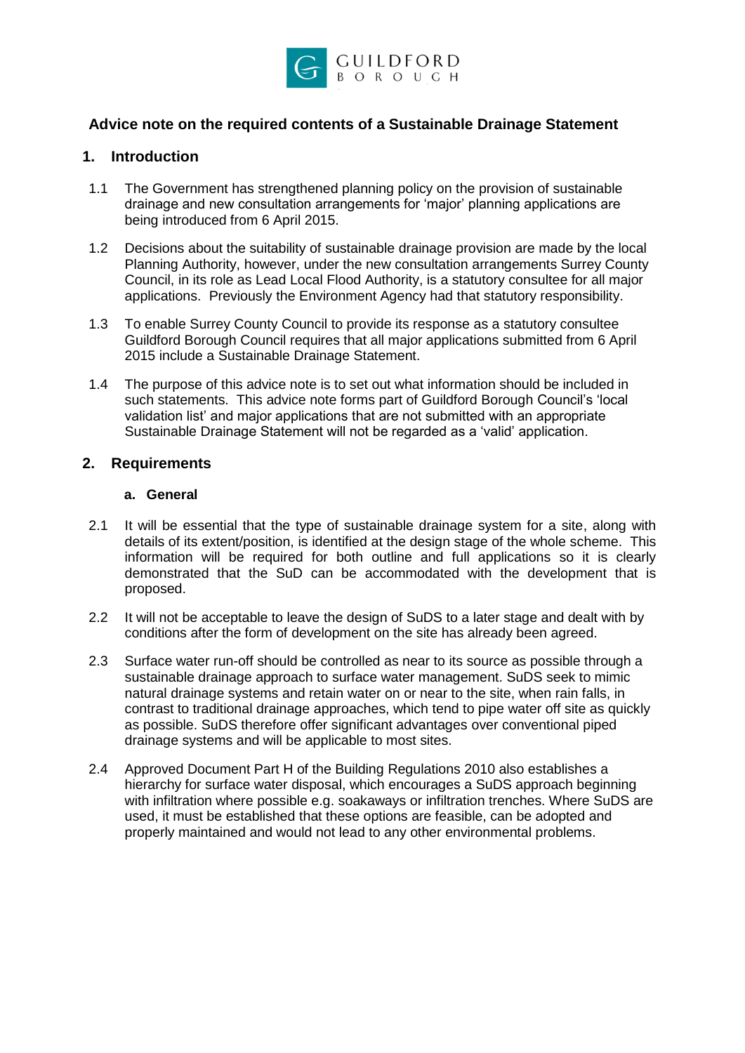GUILDFORD BOROUGH

## Advice note on the required contents of a Sustainable Drainage Statement

### 1. Introduction

1.1 The Government has strengthened planning policy on the provision of sustainable drainage and new consultation arrangements for 'major' planning applications are being introduced from 6 April 2015.

1.2 Decisions about the suitability of sustainable drainage provision are made by the local Planning Authority, however, under the new consultation arrangements Surrey County Council, in its role as Lead Local Flood Authority, is a statutory consultee for all major applications. Previously the Environment Agency had that statutory responsibility.

1.3 To enable Surrey County Council to provide its response as a statutory consultee Guildford Borough Council requires that all major applications submitted from 6 April 2015 include a Sustainable Drainage Statement.

1.4 The purpose of this advice note is to set out what information should be included in such statements. This advice note forms part of Guildford Borough Council's 'local validation list' and major applications that are not submitted with an appropriate Sustainable Drainage Statement will not be regarded as a 'valid' application.

### 2. Requirements

#### a. General

2.1 It will be essential that the type of sustainable drainage system for a site, along with details of its extent/position, is identified at the design stage of the whole scheme. This information will be required for both outline and full applications so it is clearly demonstrated that the SuD can be accommodated with the development that is proposed.

2.2 It will not be acceptable to leave the design of SuDS to a later stage and dealt with by conditions after the form of development on the site has already been agreed.

2.3 Surface water run-off should be controlled as near to its source as possible through a sustainable drainage approach to surface water management. SuDS seek to mimic natural drainage systems and retain water on or near to the site, when rain falls, in contrast to traditional drainage approaches, which tend to pipe water off site as quickly as possible. SuDS therefore offer significant advantages over conventional piped drainage systems and will be applicable to most sites.

2.4 Approved Document Part H of the Building Regulations 2010 also establishes a hierarchy for surface water disposal, which encourages a SuDS approach beginning with infiltration where possible e.g. soakaways or infiltration trenches. Where SuDS are used, it must be established that these options are feasible, can be adopted and properly maintained and would not lead to any other environmental problems.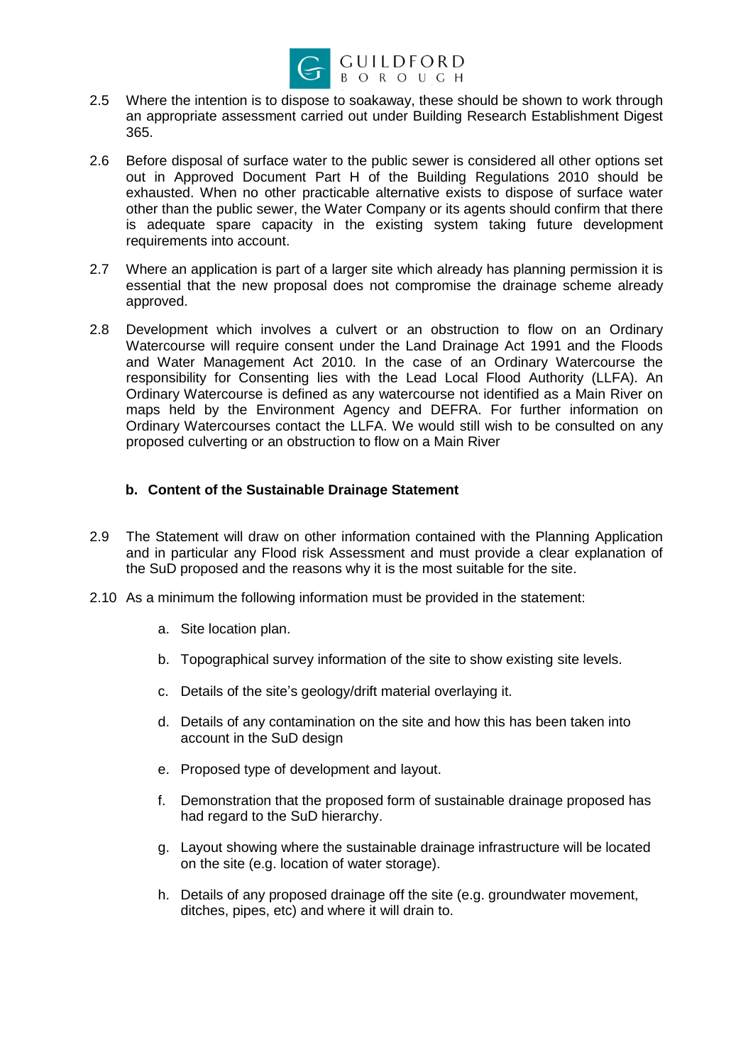2.5 Where the intention is to dispose to soakaway, these should be shown to work through an appropriate assessment carried out under Building Research Establishment Digest 365.

2.6 Before disposal of surface water to the public sewer is considered all other options set out in Approved Document Part H of the Building Regulations 2010 should be exhausted. When no other practicable alternative exists to dispose of surface water other than the public sewer, the Water Company or its agents should confirm that there is adequate spare capacity in the existing system taking future development requirements into account.

2.7 Where an application is part of a larger site which already has planning permission it is essential that the new proposal does not compromise the drainage scheme already approved.

2.8 Development which involves a culvert or an obstruction to flow on an Ordinary Watercourse will require consent under the Land Drainage Act 1991 and the Floods and Water Management Act 2010. In the case of an Ordinary Watercourse the responsibility for Consenting lies with the Lead Local Flood Authority (LLFA). An Ordinary Watercourse is defined as any watercourse not identified as a Main River on maps held by the Environment Agency and DEFRA. For further information on Ordinary Watercourses contact the LLFA. We would still wish to be consulted on any proposed culverting or an obstruction to flow on a Main River

### b. Content of the Sustainable Drainage Statement

2.9 The Statement will draw on other information contained with the Planning Application and in particular any Flood risk Assessment and must provide a clear explanation of the SuD proposed and the reasons why it is the most suitable for the site.

2.10 As a minimum the following information must be provided in the statement:

a. Site location plan.

b. Topographical survey information of the site to show existing site levels.

c. Details of the site's geology/drift material overlaying it.

d. Details of any contamination on the site and how this has been taken into account in the SuD design

e. Proposed type of development and layout.

f. Demonstration that the proposed form of sustainable drainage proposed has had regard to the SuD hierarchy.

g. Layout showing where the sustainable drainage infrastructure will be located on the site (e.g. location of water storage).

h. Details of any proposed drainage off the site (e.g. groundwater movement, ditches, pipes, etc) and where it will drain to.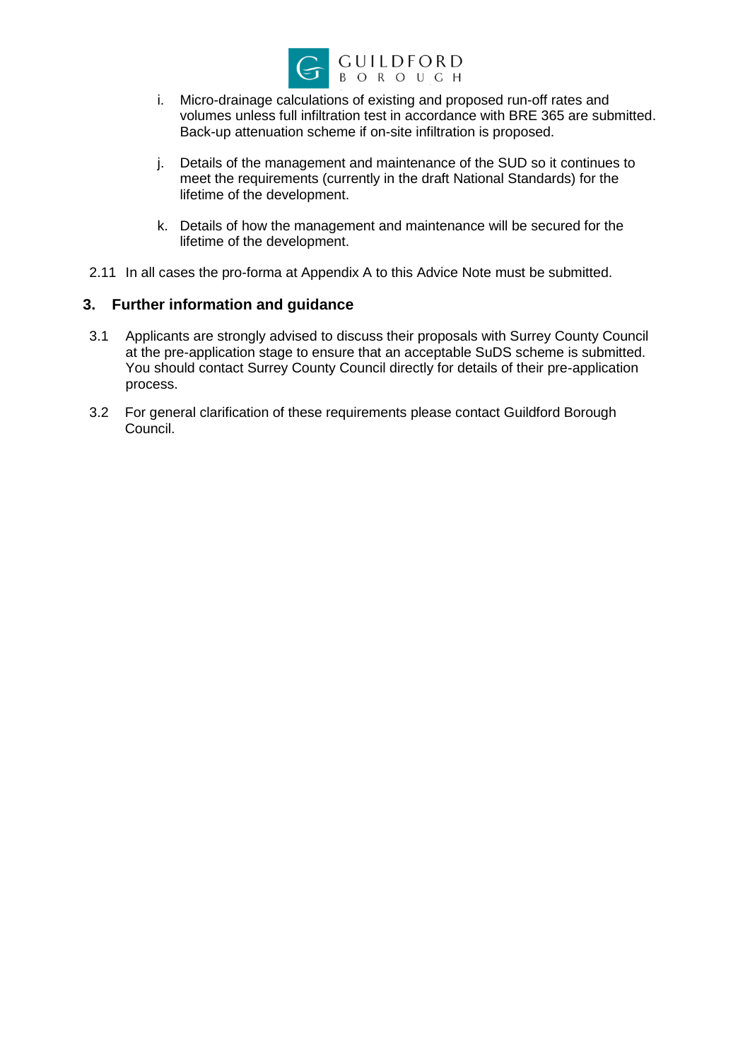i. Micro-drainage calculations of existing and proposed run-off rates and volumes unless full infiltration test in accordance with BRE 365 are submitted. Back-up attenuation scheme if on-site infiltration is proposed.

j. Details of the management and maintenance of the SUD so it continues to meet the requirements (currently in the draft National Standards) for the lifetime of the development.

k. Details of how the management and maintenance will be secured for the lifetime of the development.

2.11 In all cases the pro-forma at Appendix A to this Advice Note must be submitted.

## 3. Further information and guidance

3.1 Applicants are strongly advised to discuss their proposals with Surrey County Council at the pre-application stage to ensure that an acceptable SuDS scheme is submitted. You should contact Surrey County Council directly for details of their pre-application process.

3.2 For general clarification of these requirements please contact Guildford Borough Council.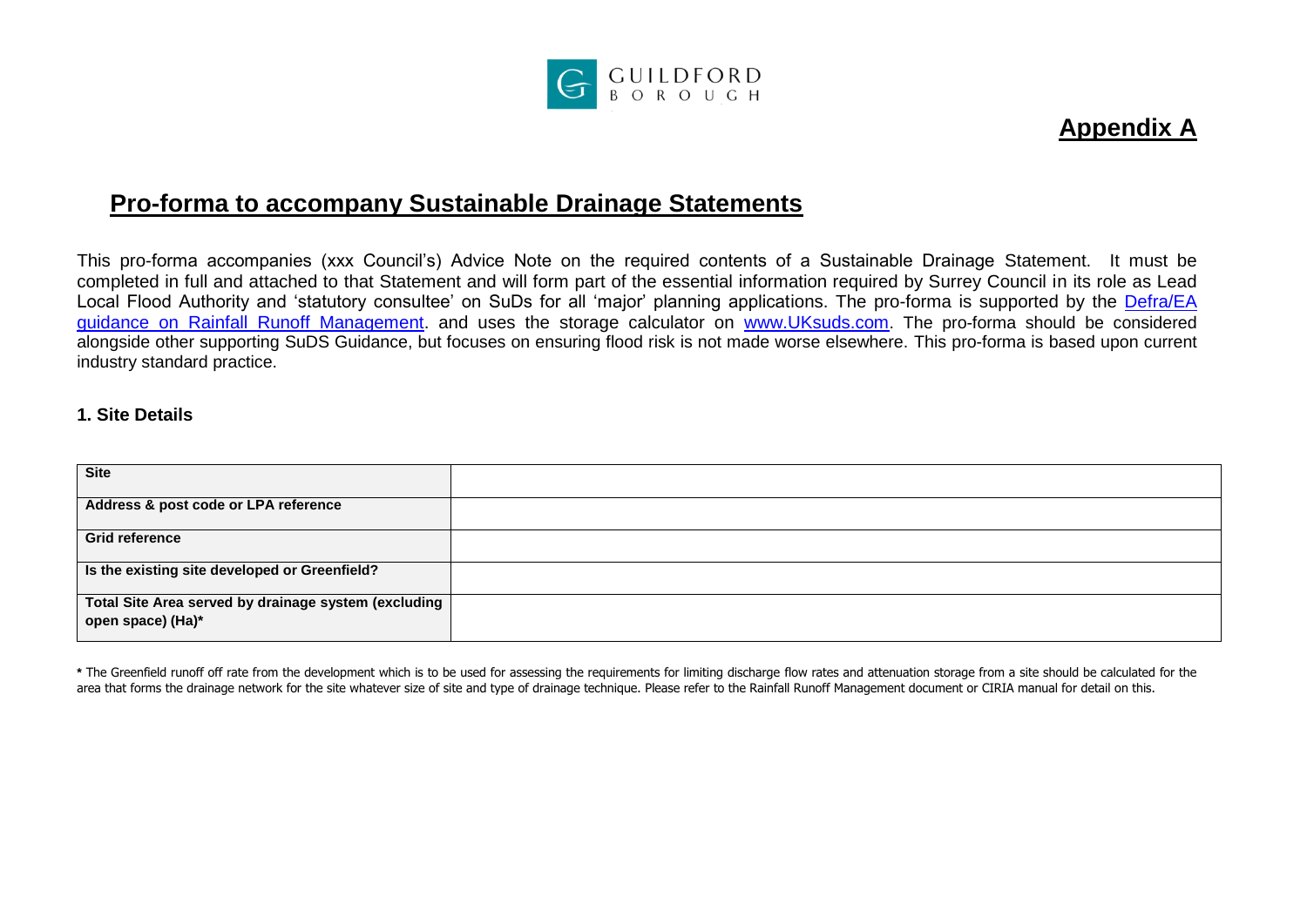GUILDFORD BOROUGH

**Appendix A**

## Pro-forma to accompany Sustainable Drainage Statements

This pro-forma accompanies (xxx Council's) Advice Note on the required contents of a Sustainable Drainage Statement. It must be completed in full and attached to that Statement and will form part of the essential information required by Surrey Council in its role as Lead Local Flood Authority and 'statutory consultee' on SuDs for all 'major' planning applications. The pro-forma is supported by the [Defra/EA guidance on Rainfall Runoff Management](). and uses the storage calculator on [www.UKsuds.com](). The pro-forma should be considered alongside other supporting SuDS Guidance, but focuses on ensuring flood risk is not made worse elsewhere. This pro-forma is based upon current industry standard practice.

### 1. Site Details

| | |
|---|---|
| **Site** | |
| **Address & post code or LPA reference** | |
| **Grid reference** | |
| **Is the existing site developed or Greenfield?** | |
| **Total Site Area served by drainage system (excluding open space) (Ha)*** | |

**\*** The Greenfield runoff off rate from the development which is to be used for assessing the requirements for limiting discharge flow rates and attenuation storage from a site should be calculated for the area that forms the drainage network for the site whatever size of site and type of drainage technique. Please refer to the Rainfall Runoff Management document or CIRIA manual for detail on this.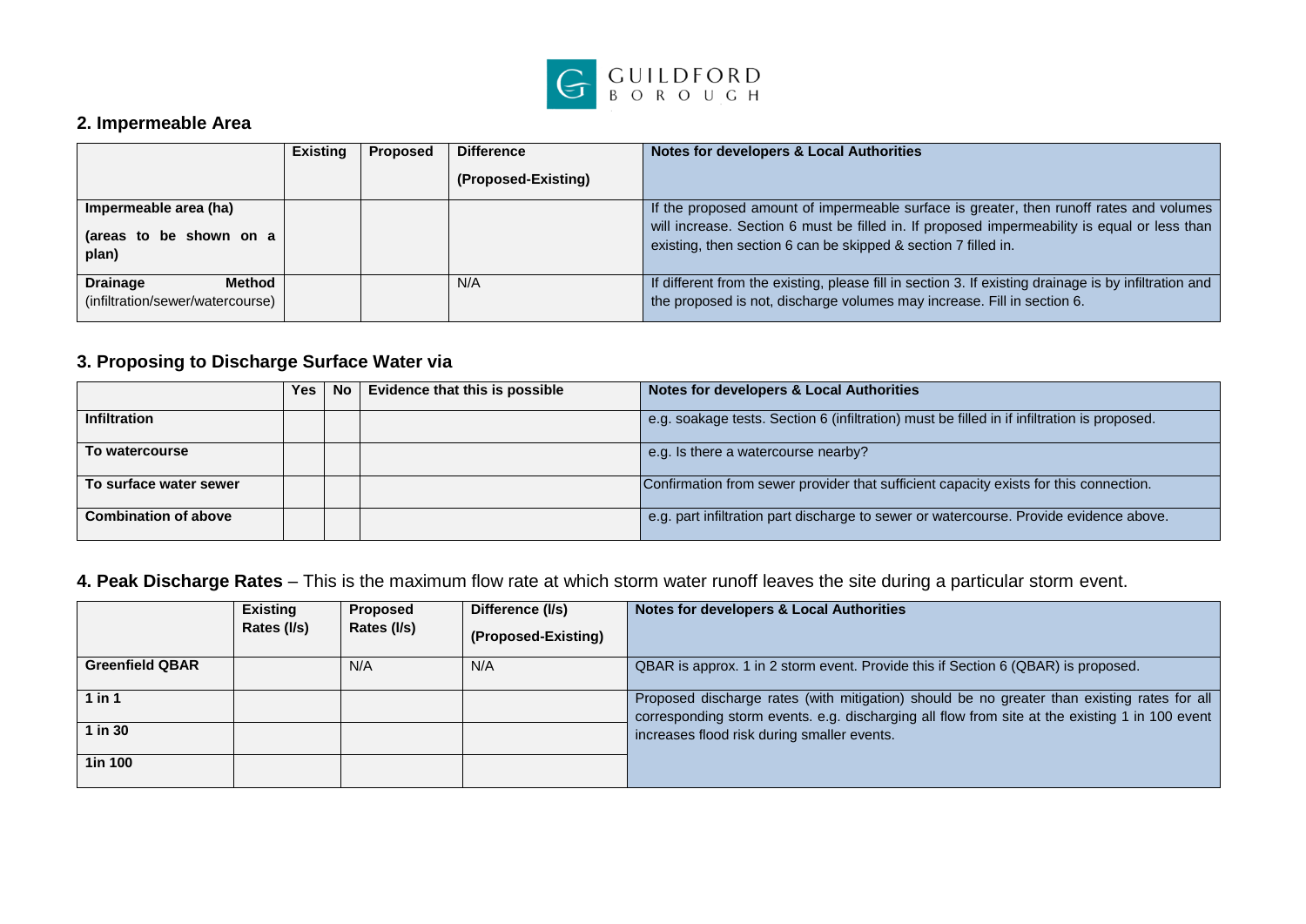## 2. Impermeable Area

| | Existing | Proposed | Difference (Proposed-Existing) | Notes for developers & Local Authorities |
|---|---|---|---|---|
| **Impermeable area (ha)** **(areas to be shown on a plan)** | | | | If the proposed amount of impermeable surface is greater, then runoff rates and volumes will increase. Section 6 must be filled in. If proposed impermeability is equal or less than existing, then section 6 can be skipped & section 7 filled in. |
| **Drainage Method** (infiltration/sewer/watercourse) | | | N/A | If different from the existing, please fill in section 3. If existing drainage is by infiltration and the proposed is not, discharge volumes may increase. Fill in section 6. |

## 3. Proposing to Discharge Surface Water via

| | Yes | No | Evidence that this is possible | Notes for developers & Local Authorities |
|---|---|---|---|---|
| **Infiltration** | | | | e.g. soakage tests. Section 6 (infiltration) must be filled in if infiltration is proposed. |
| **To watercourse** | | | | e.g. Is there a watercourse nearby? |
| **To surface water sewer** | | | | Confirmation from sewer provider that sufficient capacity exists for this connection. |
| **Combination of above** | | | | e.g. part infiltration part discharge to sewer or watercourse. Provide evidence above. |

## 4. Peak Discharge Rates – This is the maximum flow rate at which storm water runoff leaves the site during a particular storm event.

| | Existing Rates (l/s) | Proposed Rates (l/s) | Difference (l/s) (Proposed-Existing) | Notes for developers & Local Authorities |
|---|---|---|---|---|
| **Greenfield QBAR** | | N/A | N/A | QBAR is approx. 1 in 2 storm event. Provide this if Section 6 (QBAR) is proposed. |
| **1 in 1** | | | | Proposed discharge rates (with mitigation) should be no greater than existing rates for all corresponding storm events. e.g. discharging all flow from site at the existing 1 in 100 event increases flood risk during smaller events. |
| **1 in 30** | | | | |
| **1in 100** | | | | |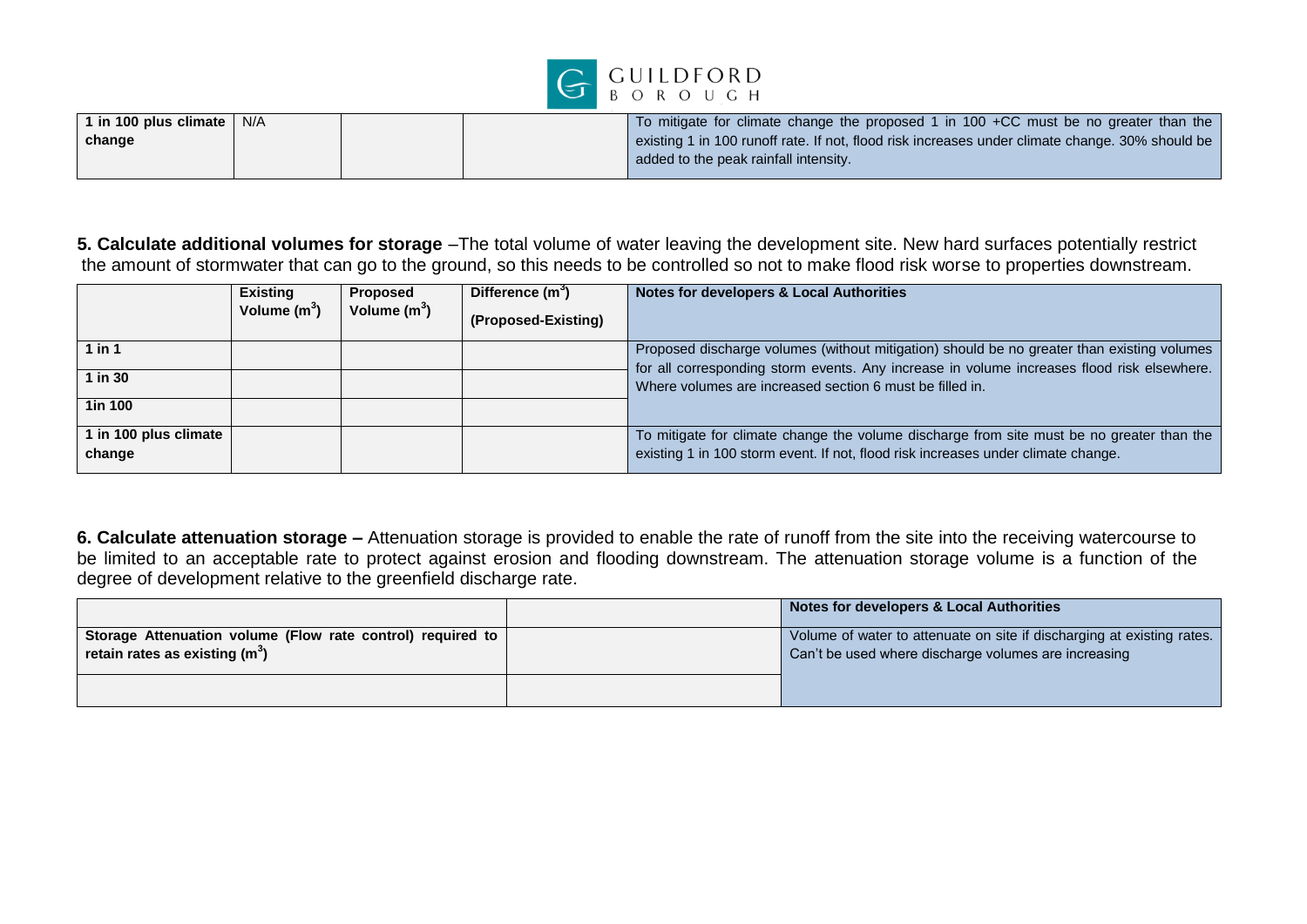| 1 in 100 plus climate change | N/A | | | To mitigate for climate change the proposed 1 in 100 +CC must be no greater than the existing 1 in 100 runoff rate. If not, flood risk increases under climate change. 30% should be added to the peak rainfall intensity. |
|---|---|---|---|---|

**5. Calculate additional volumes for storage** –The total volume of water leaving the development site. New hard surfaces potentially restrict the amount of stormwater that can go to the ground, so this needs to be controlled so not to make flood risk worse to properties downstream.

| | Existing Volume ($m^3$) | Proposed Volume ($m^3$) | Difference ($m^3$) (Proposed-Existing) | Notes for developers & Local Authorities |
|---|---|---|---|---|
| 1 in 1 | | | | Proposed discharge volumes (without mitigation) should be no greater than existing volumes for all corresponding storm events. Any increase in volume increases flood risk elsewhere. Where volumes are increased section 6 must be filled in. |
| 1 in 30 | | | | |
| 1in 100 | | | | |
| 1 in 100 plus climate change | | | | To mitigate for climate change the volume discharge from site must be no greater than the existing 1 in 100 storm event. If not, flood risk increases under climate change. |

**6. Calculate attenuation storage –** Attenuation storage is provided to enable the rate of runoff from the site into the receiving watercourse to be limited to an acceptable rate to protect against erosion and flooding downstream. The attenuation storage volume is a function of the degree of development relative to the greenfield discharge rate.

| | | Notes for developers & Local Authorities |
|---|---|---|
| **Storage Attenuation volume (Flow rate control) required to retain rates as existing ($m^3$)** | | Volume of water to attenuate on site if discharging at existing rates. Can't be used where discharge volumes are increasing |
| | | |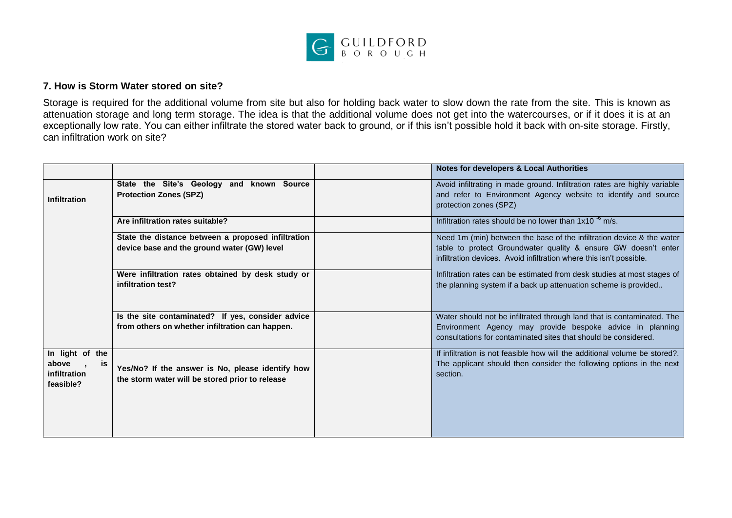## 7. How is Storm Water stored on site?

Storage is required for the additional volume from site but also for holding back water to slow down the rate from the site. This is known as attenuation storage and long term storage. The idea is that the additional volume does not get into the watercourses, or if it does it is at an exceptionally low rate. You can either infiltrate the stored water back to ground, or if this isn't possible hold it back with on-site storage. Firstly, can infiltration work on site?

| | | | **Notes for developers & Local Authorities** |
|---|---|---|---|
| **Infiltration** | **State the Site's Geology and known Source Protection Zones (SPZ)** | | Avoid infiltrating in made ground. Infiltration rates are highly variable and refer to Environment Agency website to identify and source protection zones (SPZ) |
| | **Are infiltration rates suitable?** | | Infiltration rates should be no lower than $1x10^{-6}$ m/s. |
| | **State the distance between a proposed infiltration device base and the ground water (GW) level** | | Need 1m (min) between the base of the infiltration device & the water table to protect Groundwater quality & ensure GW doesn't enter infiltration devices. Avoid infiltration where this isn't possible. |
| | **Were infiltration rates obtained by desk study or infiltration test?** | | Infiltration rates can be estimated from desk studies at most stages of the planning system if a back up attenuation scheme is provided.. |
| | **Is the site contaminated? If yes, consider advice from others on whether infiltration can happen.** | | Water should not be infiltrated through land that is contaminated. The Environment Agency may provide bespoke advice in planning consultations for contaminated sites that should be considered. |
| **In light of the above , is infiltration feasible?** | **Yes/No? If the answer is No, please identify how the storm water will be stored prior to release** | | If infiltration is not feasible how will the additional volume be stored?. The applicant should then consider the following options in the next section. |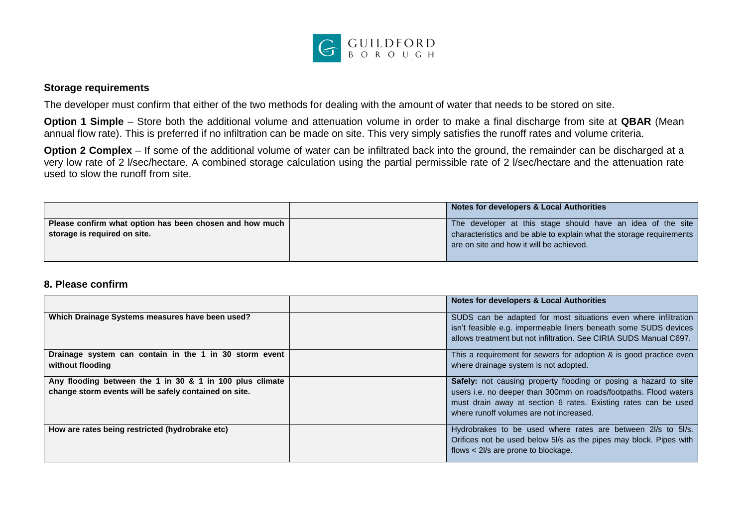### Storage requirements

The developer must confirm that either of the two methods for dealing with the amount of water that needs to be stored on site.

**Option 1 Simple** – Store both the additional volume and attenuation volume in order to make a final discharge from site at **QBAR** (Mean annual flow rate). This is preferred if no infiltration can be made on site. This very simply satisfies the runoff rates and volume criteria.

**Option 2 Complex** – If some of the additional volume of water can be infiltrated back into the ground, the remainder can be discharged at a very low rate of 2 l/sec/hectare. A combined storage calculation using the partial permissible rate of 2 l/sec/hectare and the attenuation rate used to slow the runoff from site.

| | | Notes for developers & Local Authorities |
|---|---|---|
| **Please confirm what option has been chosen and how much storage is required on site.** | | The developer at this stage should have an idea of the site characteristics and be able to explain what the storage requirements are on site and how it will be achieved. |

### 8. Please confirm

| | | Notes for developers & Local Authorities |
|---|---|---|
| **Which Drainage Systems measures have been used?** | | SUDS can be adapted for most situations even where infiltration isn't feasible e.g. impermeable liners beneath some SUDS devices allows treatment but not infiltration. See CIRIA SUDS Manual C697. |
| **Drainage system can contain in the 1 in 30 storm event without flooding** | | This a requirement for sewers for adoption & is good practice even where drainage system is not adopted. |
| **Any flooding between the 1 in 30 & 1 in 100 plus climate change storm events will be safely contained on site.** | | **Safely:** not causing property flooding or posing a hazard to site users i.e. no deeper than 300mm on roads/footpaths. Flood waters must drain away at section 6 rates. Existing rates can be used where runoff volumes are not increased. |
| **How are rates being restricted (hydrobrake etc)** | | Hydrobrakes to be used where rates are between 2l/s to 5l/s. Orifices not be used below 5l/s as the pipes may block. Pipes with flows < 2l/s are prone to blockage. |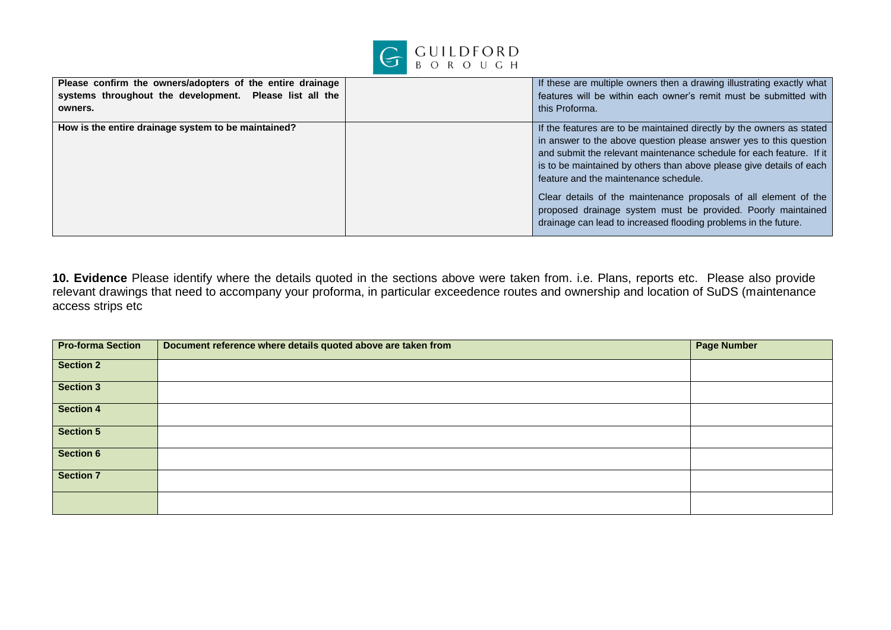| | | |
|---|---|---|
| **Please confirm the owners/adopters of the entire drainage systems throughout the development. Please list all the owners.** | | If these are multiple owners then a drawing illustrating exactly what features will be within each owner's remit must be submitted with this Proforma. |
| **How is the entire drainage system to be maintained?** | | If the features are to be maintained directly by the owners as stated in answer to the above question please answer yes to this question and submit the relevant maintenance schedule for each feature. If it is to be maintained by others than above please give details of each feature and the maintenance schedule.<br><br>Clear details of the maintenance proposals of all element of the proposed drainage system must be provided. Poorly maintained drainage can lead to increased flooding problems in the future. |

**10. Evidence** Please identify where the details quoted in the sections above were taken from. i.e. Plans, reports etc. Please also provide relevant drawings that need to accompany your proforma, in particular exceedence routes and ownership and location of SuDS (maintenance access strips etc

| Pro-forma Section | Document reference where details quoted above are taken from | Page Number |
|---|---|---|
| **Section 2** | | |
| **Section 3** | | |
| **Section 4** | | |
| **Section 5** | | |
| **Section 6** | | |
| **Section 7** | | |
| | | |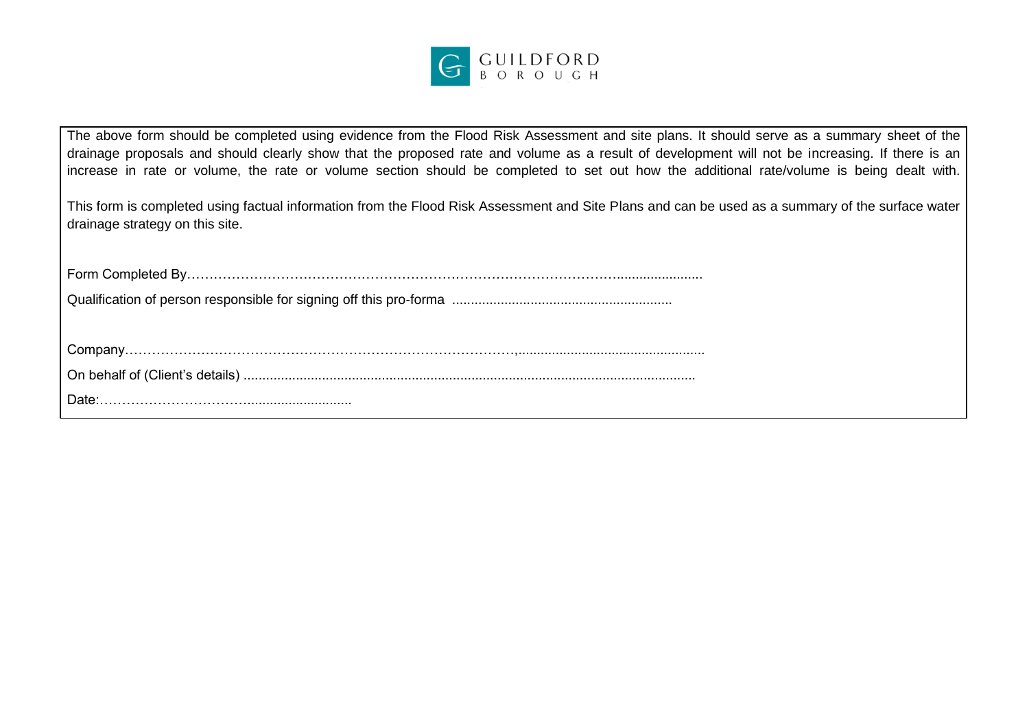The above form should be completed using evidence from the Flood Risk Assessment and site plans. It should serve as a summary sheet of the drainage proposals and should clearly show that the proposed rate and volume as a result of development will not be increasing. If there is an increase in rate or volume, the rate or volume section should be completed to set out how the additional rate/volume is being dealt with.

This form is completed using factual information from the Flood Risk Assessment and Site Plans and can be used as a summary of the surface water drainage strategy on this site.

Form Completed By……………………………………………………………………………………………......................

Qualification of person responsible for signing off this pro-forma ..........................................................

Company………………………………………………………………………………,.................................................

On behalf of (Client's details) ......................................................................................................................

Date:…………………………….............................